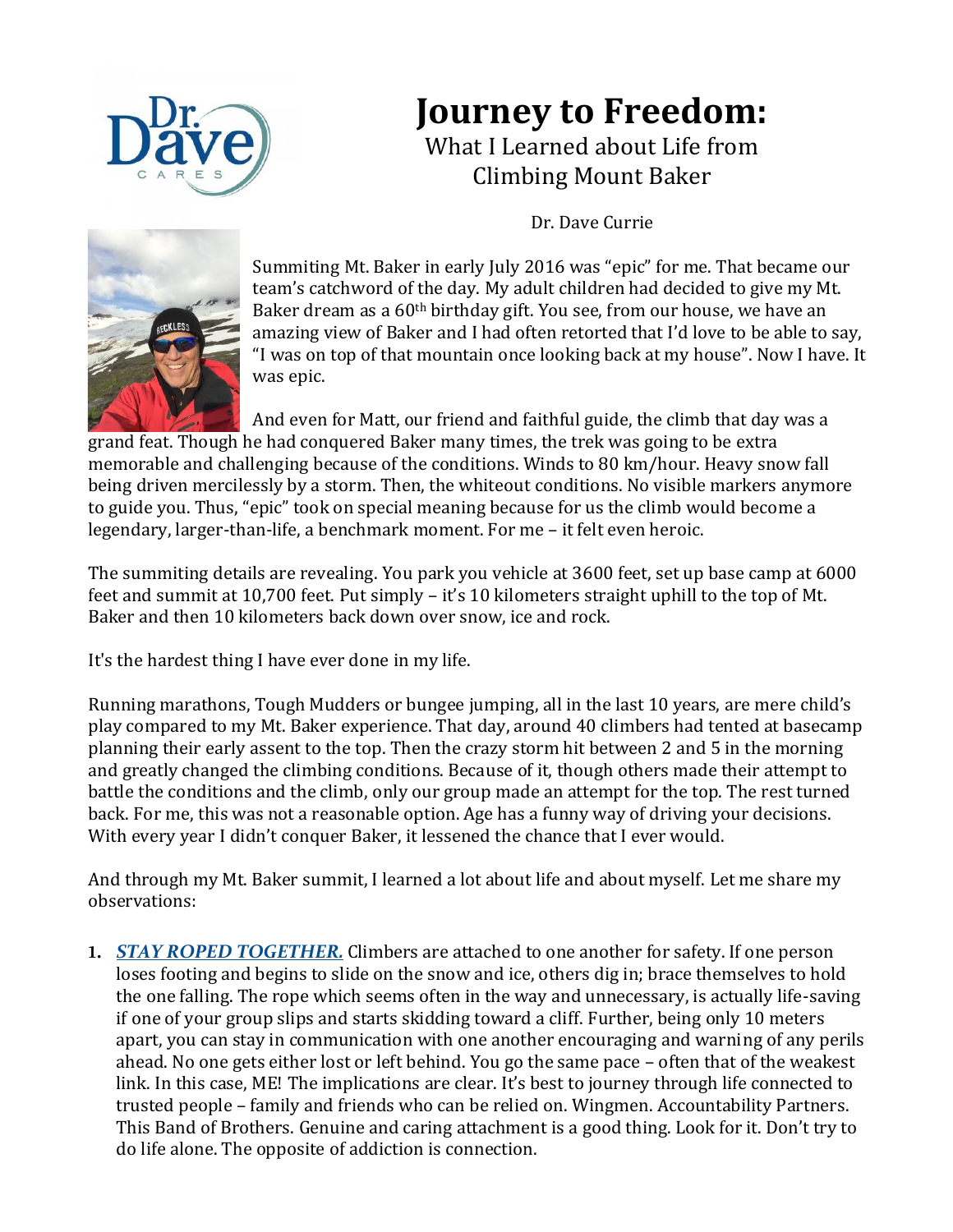# Journey to Freedom:

What I Learned about Life from Climbing Mount Baker

Dr. Dave Currie

Summiting Mt. Baker in early July 2016 was "epic" for me. That became our team's catchword of the day. My adult children had decided to give my Mt. Baker dream as a 60th birthday gift. You see, from our house, we have an amazing view of Baker and I had often retorted that I'd love to be able to say, "I was on top of that mountain once looking back at my house". Now I have. It was epic.

And even for Matt, our friend and faithful guide, the climb that day was a grand feat. Though he had conquered Baker many times, the trek was going to be extra memorable and challenging because of the conditions. Winds to 80 km/hour. Heavy snow fall being driven mercilessly by a storm. Then, the whiteout conditions. No visible markers anymore to guide you. Thus, "epic" took on special meaning because for us the climb would become a legendary, larger-than-life, a benchmark moment. For me – it felt even heroic.

The summiting details are revealing. You park you vehicle at 3600 feet, set up base camp at 6000 feet and summit at 10,700 feet. Put simply – it's 10 kilometers straight uphill to the top of Mt. Baker and then 10 kilometers back down over snow, ice and rock.

It's the hardest thing I have ever done in my life.

Running marathons, Tough Mudders or bungee jumping, all in the last 10 years, are mere child's play compared to my Mt. Baker experience. That day, around 40 climbers had tented at basecamp planning their early assent to the top. Then the crazy storm hit between 2 and 5 in the morning and greatly changed the climbing conditions. Because of it, though others made their attempt to battle the conditions and the climb, only our group made an attempt for the top. The rest turned back. For me, this was not a reasonable option. Age has a funny way of driving your decisions. With every year I didn't conquer Baker, it lessened the chance that I ever would.

And through my Mt. Baker summit, I learned a lot about life and about myself. Let me share my observations:

1. ***STAY ROPED TOGETHER.*** Climbers are attached to one another for safety. If one person loses footing and begins to slide on the snow and ice, others dig in; brace themselves to hold the one falling. The rope which seems often in the way and unnecessary, is actually life-saving if one of your group slips and starts skidding toward a cliff. Further, being only 10 meters apart, you can stay in communication with one another encouraging and warning of any perils ahead. No one gets either lost or left behind. You go the same pace – often that of the weakest link. In this case, ME! The implications are clear. It's best to journey through life connected to trusted people – family and friends who can be relied on. Wingmen. Accountability Partners. This Band of Brothers. Genuine and caring attachment is a good thing. Look for it. Don't try to do life alone. The opposite of addiction is connection.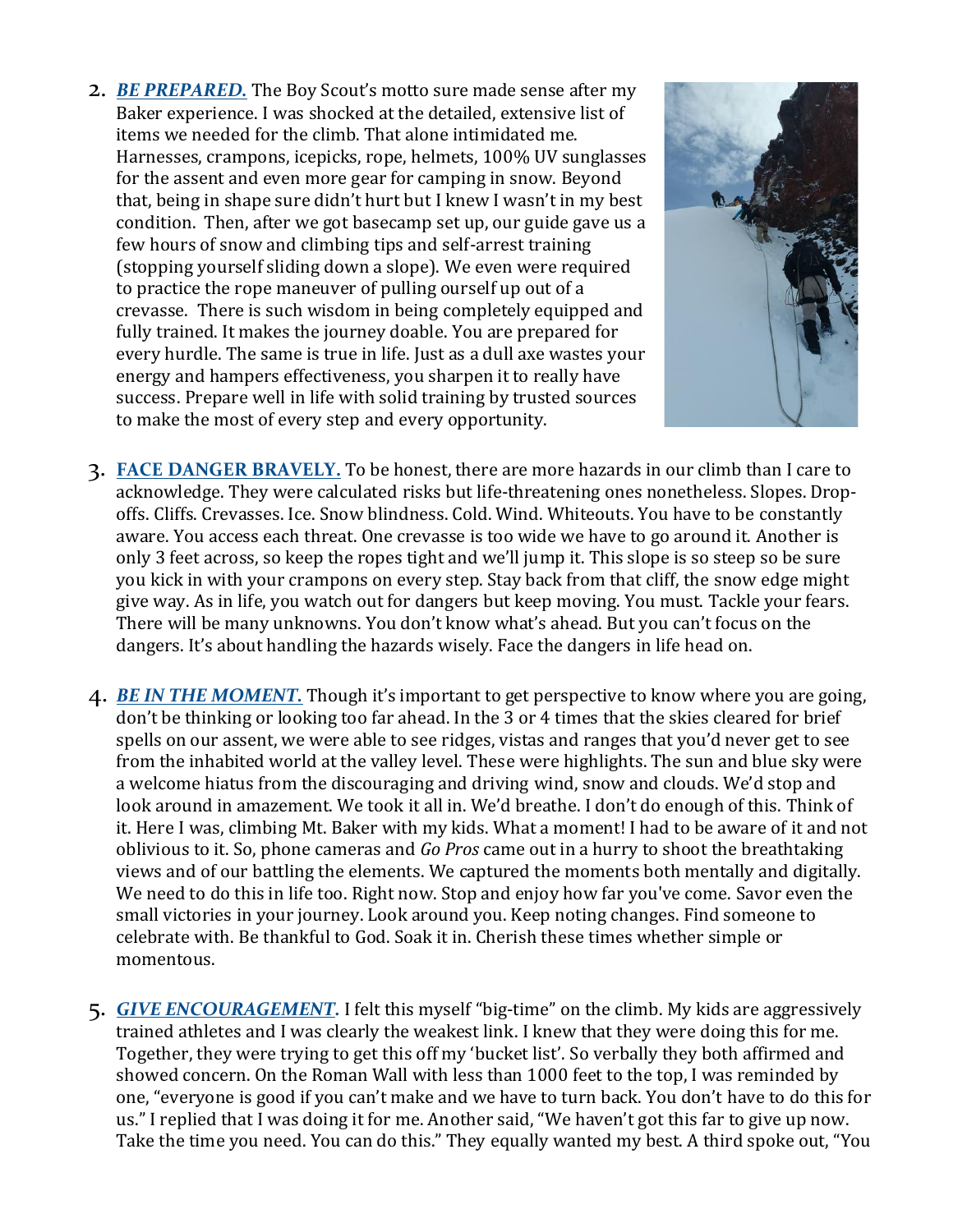2. ***BE PREPARED.*** The Boy Scout's motto sure made sense after my Baker experience. I was shocked at the detailed, extensive list of items we needed for the climb. That alone intimidated me. Harnesses, crampons, icepicks, rope, helmets, 100% UV sunglasses for the assent and even more gear for camping in snow. Beyond that, being in shape sure didn't hurt but I knew I wasn't in my best condition. Then, after we got basecamp set up, our guide gave us a few hours of snow and climbing tips and self-arrest training (stopping yourself sliding down a slope). We even were required to practice the rope maneuver of pulling ourself up out of a crevasse. There is such wisdom in being completely equipped and fully trained. It makes the journey doable. You are prepared for every hurdle. The same is true in life. Just as a dull axe wastes your energy and hampers effectiveness, you sharpen it to really have success. Prepare well in life with solid training by trusted sources to make the most of every step and every opportunity.

3. **FACE DANGER BRAVELY.** To be honest, there are more hazards in our climb than I care to acknowledge. They were calculated risks but life-threatening ones nonetheless. Slopes. Drop-offs. Cliffs. Crevasses. Ice. Snow blindness. Cold. Wind. Whiteouts. You have to be constantly aware. You access each threat. One crevasse is too wide we have to go around it. Another is only 3 feet across, so keep the ropes tight and we'll jump it. This slope is so steep so be sure you kick in with your crampons on every step. Stay back from that cliff, the snow edge might give way. As in life, you watch out for dangers but keep moving. You must. Tackle your fears. There will be many unknowns. You don't know what's ahead. But you can't focus on the dangers. It's about handling the hazards wisely. Face the dangers in life head on.

4. ***BE IN THE MOMENT.*** Though it's important to get perspective to know where you are going, don't be thinking or looking too far ahead. In the 3 or 4 times that the skies cleared for brief spells on our assent, we were able to see ridges, vistas and ranges that you'd never get to see from the inhabited world at the valley level. These were highlights. The sun and blue sky were a welcome hiatus from the discouraging and driving wind, snow and clouds. We'd stop and look around in amazement. We took it all in. We'd breathe. I don't do enough of this. Think of it. Here I was, climbing Mt. Baker with my kids. What a moment! I had to be aware of it and not oblivious to it. So, phone cameras and *Go Pros* came out in a hurry to shoot the breathtaking views and of our battling the elements. We captured the moments both mentally and digitally. We need to do this in life too. Right now. Stop and enjoy how far you've come. Savor even the small victories in your journey. Look around you. Keep noting changes. Find someone to celebrate with. Be thankful to God. Soak it in. Cherish these times whether simple or momentous.

5. ***GIVE ENCOURAGEMENT.*** I felt this myself "big-time" on the climb. My kids are aggressively trained athletes and I was clearly the weakest link. I knew that they were doing this for me. Together, they were trying to get this off my 'bucket list'. So verbally they both affirmed and showed concern. On the Roman Wall with less than 1000 feet to the top, I was reminded by one, "everyone is good if you can't make and we have to turn back. You don't have to do this for us." I replied that I was doing it for me. Another said, "We haven't got this far to give up now. Take the time you need. You can do this." They equally wanted my best. A third spoke out, "You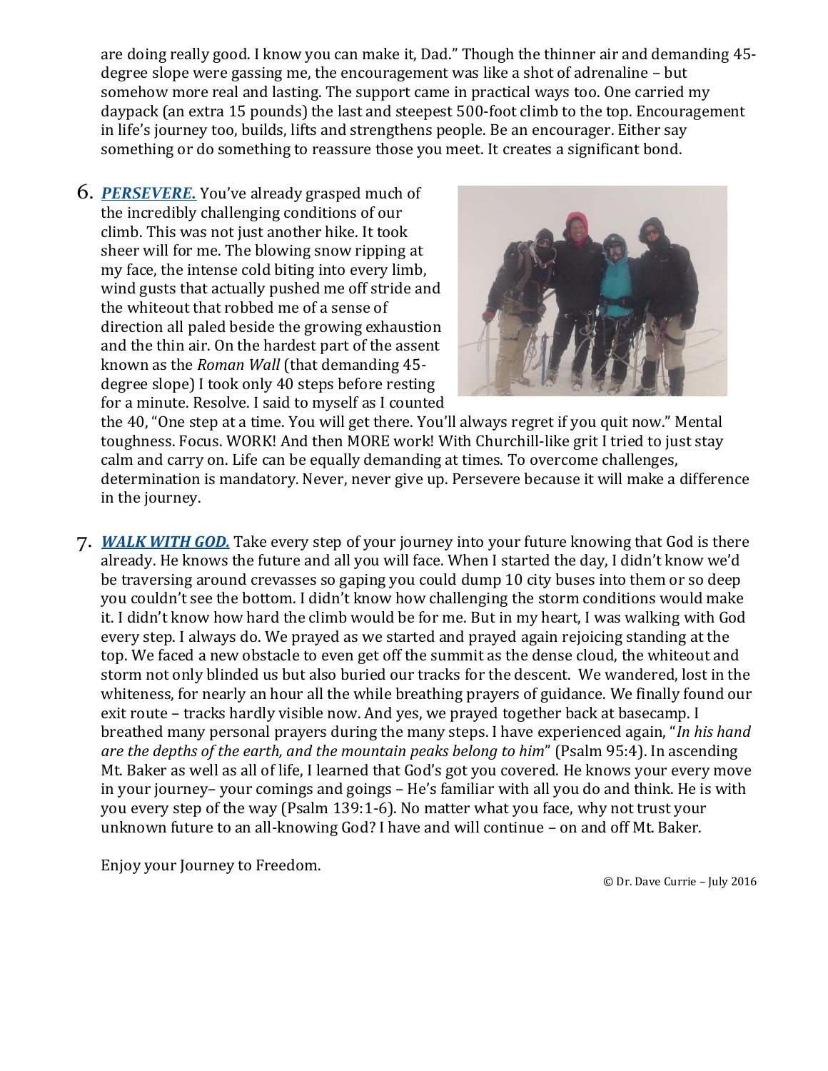are doing really good. I know you can make it, Dad." Though the thinner air and demanding 45-degree slope were gassing me, the encouragement was like a shot of adrenaline – but somehow more real and lasting. The support came in practical ways too. One carried my daypack (an extra 15 pounds) the last and steepest 500-foot climb to the top. Encouragement in life's journey too, builds, lifts and strengthens people. Be an encourager. Either say something or do something to reassure those you meet. It creates a significant bond.

6. ***PERSEVERE.*** You've already grasped much of the incredibly challenging conditions of our climb. This was not just another hike. It took sheer will for me. The blowing snow ripping at my face, the intense cold biting into every limb, wind gusts that actually pushed me off stride and the whiteout that robbed me of a sense of direction all paled beside the growing exhaustion and the thin air. On the hardest part of the assent known as the *Roman Wall* (that demanding 45-degree slope) I took only 40 steps before resting for a minute. Resolve. I said to myself as I counted the 40, "One step at a time. You will get there. You'll always regret if you quit now." Mental toughness. Focus. WORK! And then MORE work! With Churchill-like grit I tried to just stay calm and carry on. Life can be equally demanding at times. To overcome challenges, determination is mandatory. Never, never give up. Persevere because it will make a difference in the journey.

7. ***WALK WITH GOD.*** Take every step of your journey into your future knowing that God is there already. He knows the future and all you will face. When I started the day, I didn't know we'd be traversing around crevasses so gaping you could dump 10 city buses into them or so deep you couldn't see the bottom. I didn't know how challenging the storm conditions would make it. I didn't know how hard the climb would be for me. But in my heart, I was walking with God every step. I always do. We prayed as we started and prayed again rejoicing standing at the top. We faced a new obstacle to even get off the summit as the dense cloud, the whiteout and storm not only blinded us but also buried our tracks for the descent. We wandered, lost in the whiteness, for nearly an hour all the while breathing prayers of guidance. We finally found our exit route – tracks hardly visible now. And yes, we prayed together back at basecamp. I breathed many personal prayers during the many steps. I have experienced again, "*In his hand are the depths of the earth, and the mountain peaks belong to him*" (Psalm 95:4). In ascending Mt. Baker as well as all of life, I learned that God's got you covered. He knows your every move in your journey– your comings and goings – He's familiar with all you do and think. He is with you every step of the way (Psalm 139:1-6). No matter what you face, why not trust your unknown future to an all-knowing God? I have and will continue – on and off Mt. Baker.

Enjoy your Journey to Freedom.

© Dr. Dave Currie – July 2016